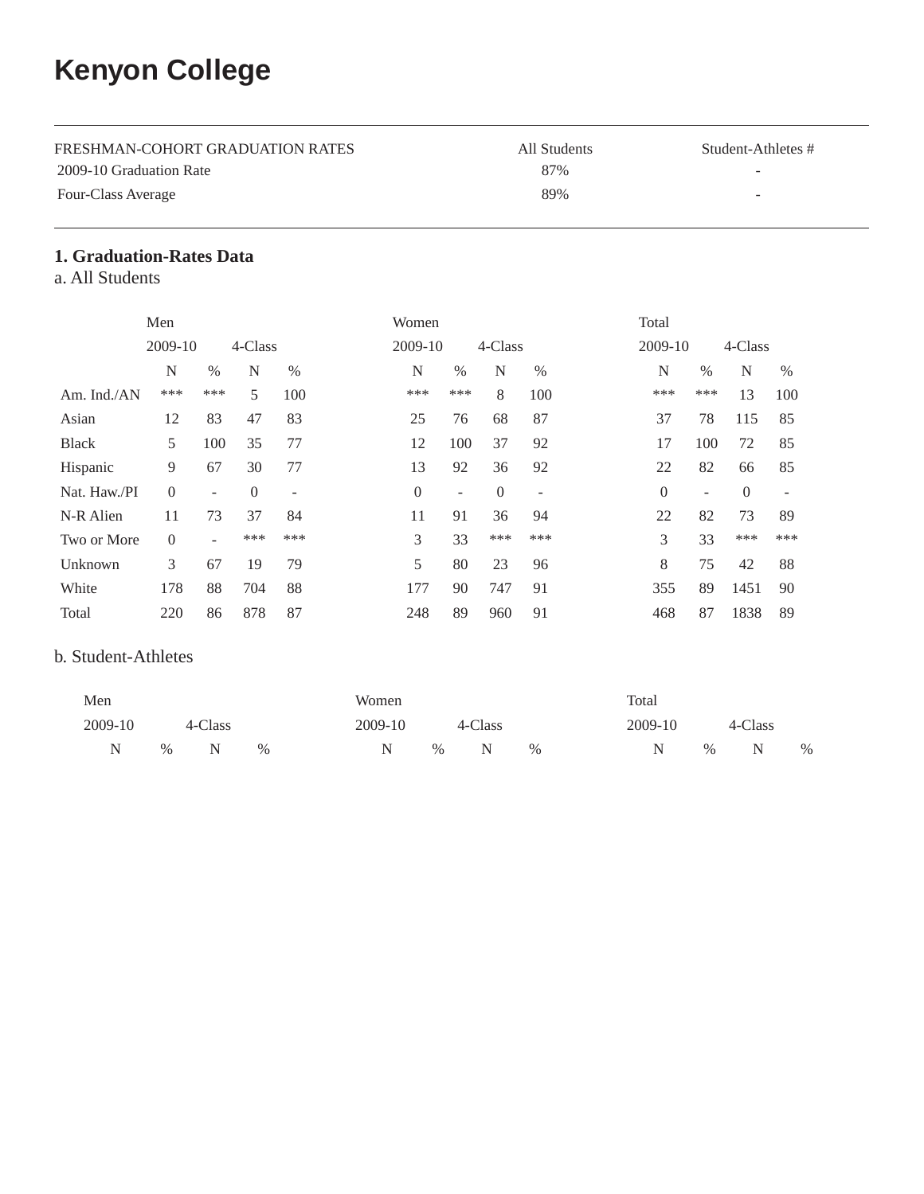# Kenyon College

| FRESHMAN-COHORT GRADUATION RATES | All Students | Student-Athletes # |
|---|---|---|
| 2009-10 Graduation Rate | 87% | - |
| Four-Class Average | 89% | - |

### 1. Graduation-Rates Data

a. All Students

| | Men | | | | Women | | | | Total | | | |
|---|---|---|---|---|---|---|---|---|---|---|---|---|
| | 2009-10 | | 4-Class | | 2009-10 | | 4-Class | | 2009-10 | | 4-Class | |
| | N | % | N | % | N | % | N | % | N | % | N | % |
| Am. Ind./AN | *** | *** | 5 | 100 | *** | *** | 8 | 100 | *** | *** | 13 | 100 |
| Asian | 12 | 83 | 47 | 83 | 25 | 76 | 68 | 87 | 37 | 78 | 115 | 85 |
| Black | 5 | 100 | 35 | 77 | 12 | 100 | 37 | 92 | 17 | 100 | 72 | 85 |
| Hispanic | 9 | 67 | 30 | 77 | 13 | 92 | 36 | 92 | 22 | 82 | 66 | 85 |
| Nat. Haw./PI | 0 | - | 0 | - | 0 | - | 0 | - | 0 | - | 0 | - |
| N-R Alien | 11 | 73 | 37 | 84 | 11 | 91 | 36 | 94 | 22 | 82 | 73 | 89 |
| Two or More | 0 | - | *** | *** | 3 | 33 | *** | *** | 3 | 33 | *** | *** |
| Unknown | 3 | 67 | 19 | 79 | 5 | 80 | 23 | 96 | 8 | 75 | 42 | 88 |
| White | 178 | 88 | 704 | 88 | 177 | 90 | 747 | 91 | 355 | 89 | 1451 | 90 |
| Total | 220 | 86 | 878 | 87 | 248 | 89 | 960 | 91 | 468 | 87 | 1838 | 89 |

b. Student-Athletes

| Men | | | | Women | | | | Total | | | |
|---|---|---|---|---|---|---|---|---|---|---|---|
| 2009-10 | | 4-Class | | 2009-10 | | 4-Class | | 2009-10 | | 4-Class | |
| N | % | N | % | N | % | N | % | N | % | N | % |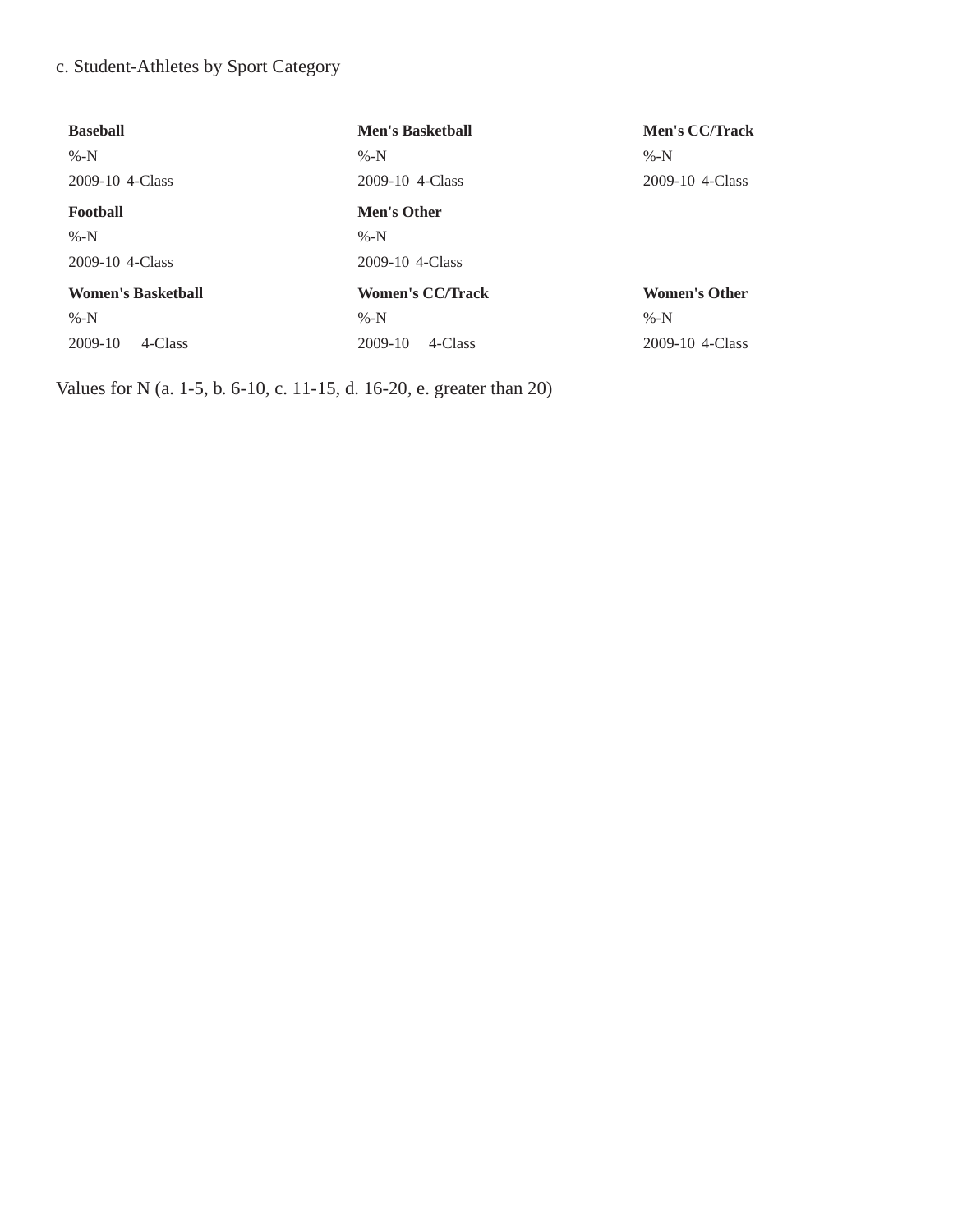c. Student-Athletes by Sport Category

| **Baseball** | **Men's Basketball** | **Men's CC/Track** |
| --- | --- | --- |
| %-N | %-N | %-N |
| 2009-10 4-Class | 2009-10 4-Class | 2009-10 4-Class |
| **Football** | **Men's Other** | |
| %-N | %-N | |
| 2009-10 4-Class | 2009-10 4-Class | |
| **Women's Basketball** | **Women's CC/Track** | **Women's Other** |
| %-N | %-N | %-N |
| 2009-10 4-Class | 2009-10 4-Class | 2009-10 4-Class |

Values for N (a. 1-5, b. 6-10, c. 11-15, d. 16-20, e. greater than 20)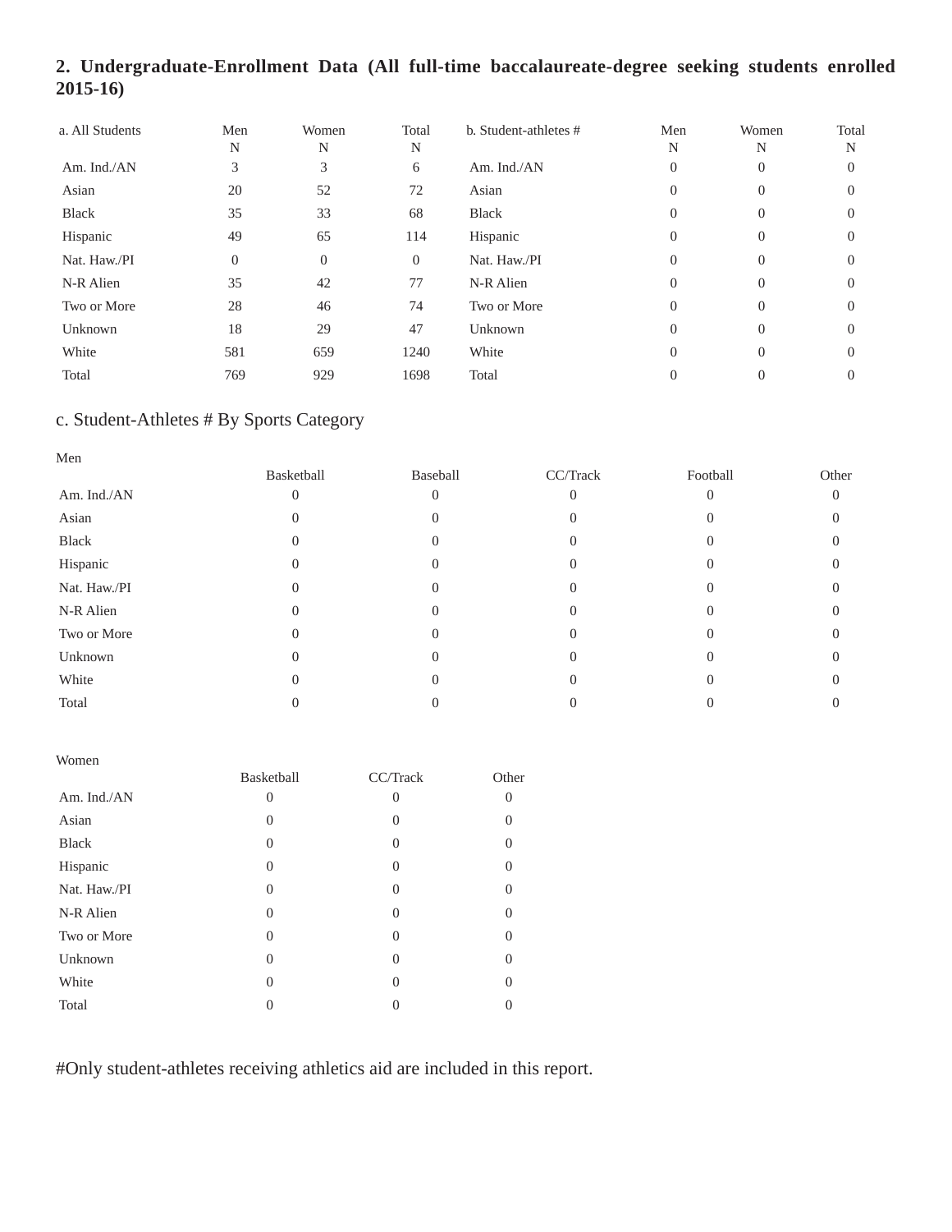## 2. Undergraduate-Enrollment Data (All full-time baccalaureate-degree seeking students enrolled 2015-16)

| a. All Students | Men N | Women N | Total N | b. Student-athletes # | Men N | Women N | Total N |
|---|---|---|---|---|---|---|---|
| Am. Ind./AN | 3 | 3 | 6 | Am. Ind./AN | 0 | 0 | 0 |
| Asian | 20 | 52 | 72 | Asian | 0 | 0 | 0 |
| Black | 35 | 33 | 68 | Black | 0 | 0 | 0 |
| Hispanic | 49 | 65 | 114 | Hispanic | 0 | 0 | 0 |
| Nat. Haw./PI | 0 | 0 | 0 | Nat. Haw./PI | 0 | 0 | 0 |
| N-R Alien | 35 | 42 | 77 | N-R Alien | 0 | 0 | 0 |
| Two or More | 28 | 46 | 74 | Two or More | 0 | 0 | 0 |
| Unknown | 18 | 29 | 47 | Unknown | 0 | 0 | 0 |
| White | 581 | 659 | 1240 | White | 0 | 0 | 0 |
| Total | 769 | 929 | 1698 | Total | 0 | 0 | 0 |

### c. Student-Athletes # By Sports Category

Men

| | Basketball | Baseball | CC/Track | Football | Other |
|---|---|---|---|---|---|
| Am. Ind./AN | 0 | 0 | 0 | 0 | 0 |
| Asian | 0 | 0 | 0 | 0 | 0 |
| Black | 0 | 0 | 0 | 0 | 0 |
| Hispanic | 0 | 0 | 0 | 0 | 0 |
| Nat. Haw./PI | 0 | 0 | 0 | 0 | 0 |
| N-R Alien | 0 | 0 | 0 | 0 | 0 |
| Two or More | 0 | 0 | 0 | 0 | 0 |
| Unknown | 0 | 0 | 0 | 0 | 0 |
| White | 0 | 0 | 0 | 0 | 0 |
| Total | 0 | 0 | 0 | 0 | 0 |

Women

| | Basketball | CC/Track | Other |
|---|---|---|---|
| Am. Ind./AN | 0 | 0 | 0 |
| Asian | 0 | 0 | 0 |
| Black | 0 | 0 | 0 |
| Hispanic | 0 | 0 | 0 |
| Nat. Haw./PI | 0 | 0 | 0 |
| N-R Alien | 0 | 0 | 0 |
| Two or More | 0 | 0 | 0 |
| Unknown | 0 | 0 | 0 |
| White | 0 | 0 | 0 |
| Total | 0 | 0 | 0 |

#Only student-athletes receiving athletics aid are included in this report.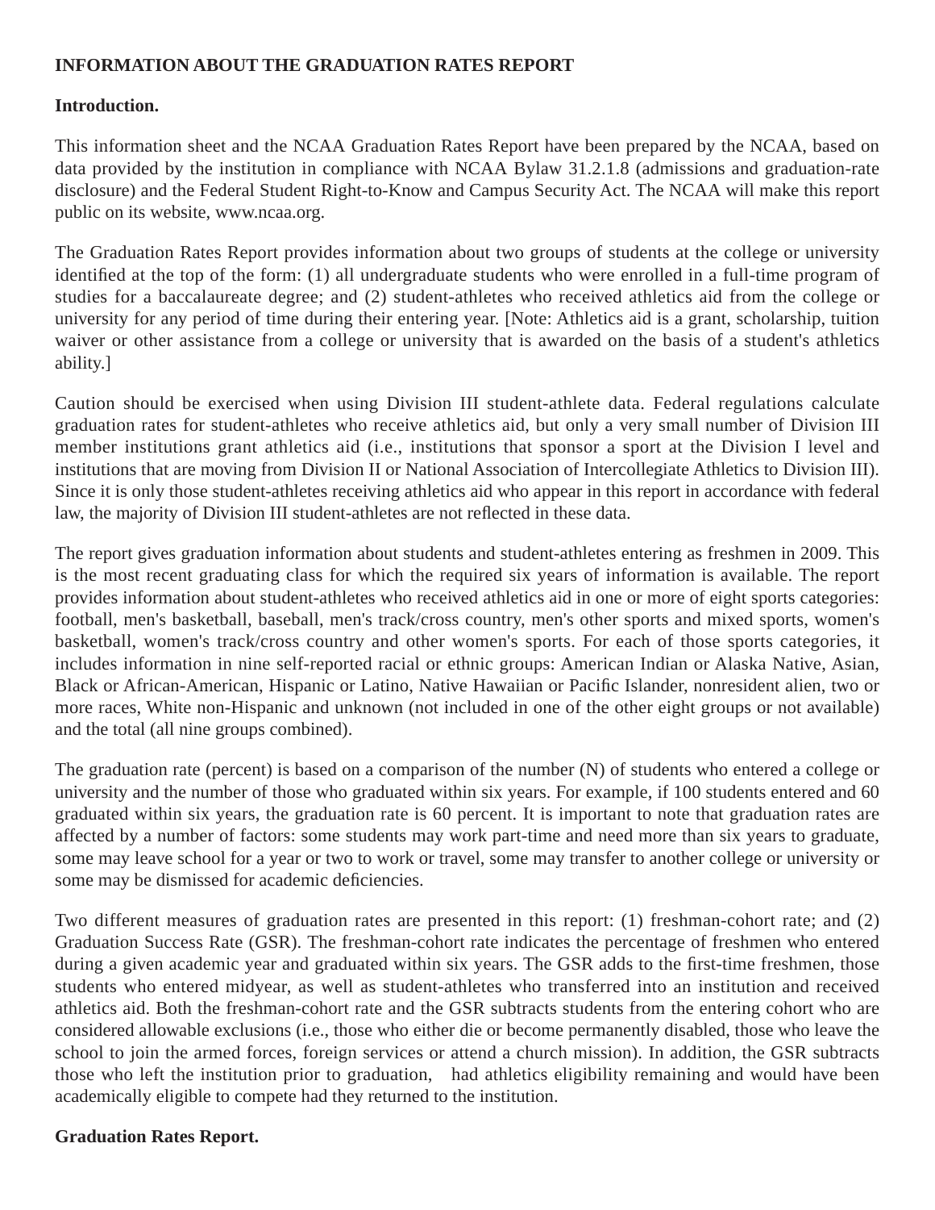**INFORMATION ABOUT THE GRADUATION RATES REPORT**

**Introduction.**

This information sheet and the NCAA Graduation Rates Report have been prepared by the NCAA, based on data provided by the institution in compliance with NCAA Bylaw 31.2.1.8 (admissions and graduation-rate disclosure) and the Federal Student Right-to-Know and Campus Security Act. The NCAA will make this report public on its website, www.ncaa.org.

The Graduation Rates Report provides information about two groups of students at the college or university identified at the top of the form: (1) all undergraduate students who were enrolled in a full-time program of studies for a baccalaureate degree; and (2) student-athletes who received athletics aid from the college or university for any period of time during their entering year. [Note: Athletics aid is a grant, scholarship, tuition waiver or other assistance from a college or university that is awarded on the basis of a student's athletics ability.]

Caution should be exercised when using Division III student-athlete data. Federal regulations calculate graduation rates for student-athletes who receive athletics aid, but only a very small number of Division III member institutions grant athletics aid (i.e., institutions that sponsor a sport at the Division I level and institutions that are moving from Division II or National Association of Intercollegiate Athletics to Division III). Since it is only those student-athletes receiving athletics aid who appear in this report in accordance with federal law, the majority of Division III student-athletes are not reflected in these data.

The report gives graduation information about students and student-athletes entering as freshmen in 2009. This is the most recent graduating class for which the required six years of information is available. The report provides information about student-athletes who received athletics aid in one or more of eight sports categories: football, men's basketball, baseball, men's track/cross country, men's other sports and mixed sports, women's basketball, women's track/cross country and other women's sports. For each of those sports categories, it includes information in nine self-reported racial or ethnic groups: American Indian or Alaska Native, Asian, Black or African-American, Hispanic or Latino, Native Hawaiian or Pacific Islander, nonresident alien, two or more races, White non-Hispanic and unknown (not included in one of the other eight groups or not available) and the total (all nine groups combined).

The graduation rate (percent) is based on a comparison of the number (N) of students who entered a college or university and the number of those who graduated within six years. For example, if 100 students entered and 60 graduated within six years, the graduation rate is 60 percent. It is important to note that graduation rates are affected by a number of factors: some students may work part-time and need more than six years to graduate, some may leave school for a year or two to work or travel, some may transfer to another college or university or some may be dismissed for academic deficiencies.

Two different measures of graduation rates are presented in this report: (1) freshman-cohort rate; and (2) Graduation Success Rate (GSR). The freshman-cohort rate indicates the percentage of freshmen who entered during a given academic year and graduated within six years. The GSR adds to the first-time freshmen, those students who entered midyear, as well as student-athletes who transferred into an institution and received athletics aid. Both the freshman-cohort rate and the GSR subtracts students from the entering cohort who are considered allowable exclusions (i.e., those who either die or become permanently disabled, those who leave the school to join the armed forces, foreign services or attend a church mission). In addition, the GSR subtracts those who left the institution prior to graduation, had athletics eligibility remaining and would have been academically eligible to compete had they returned to the institution.

**Graduation Rates Report.**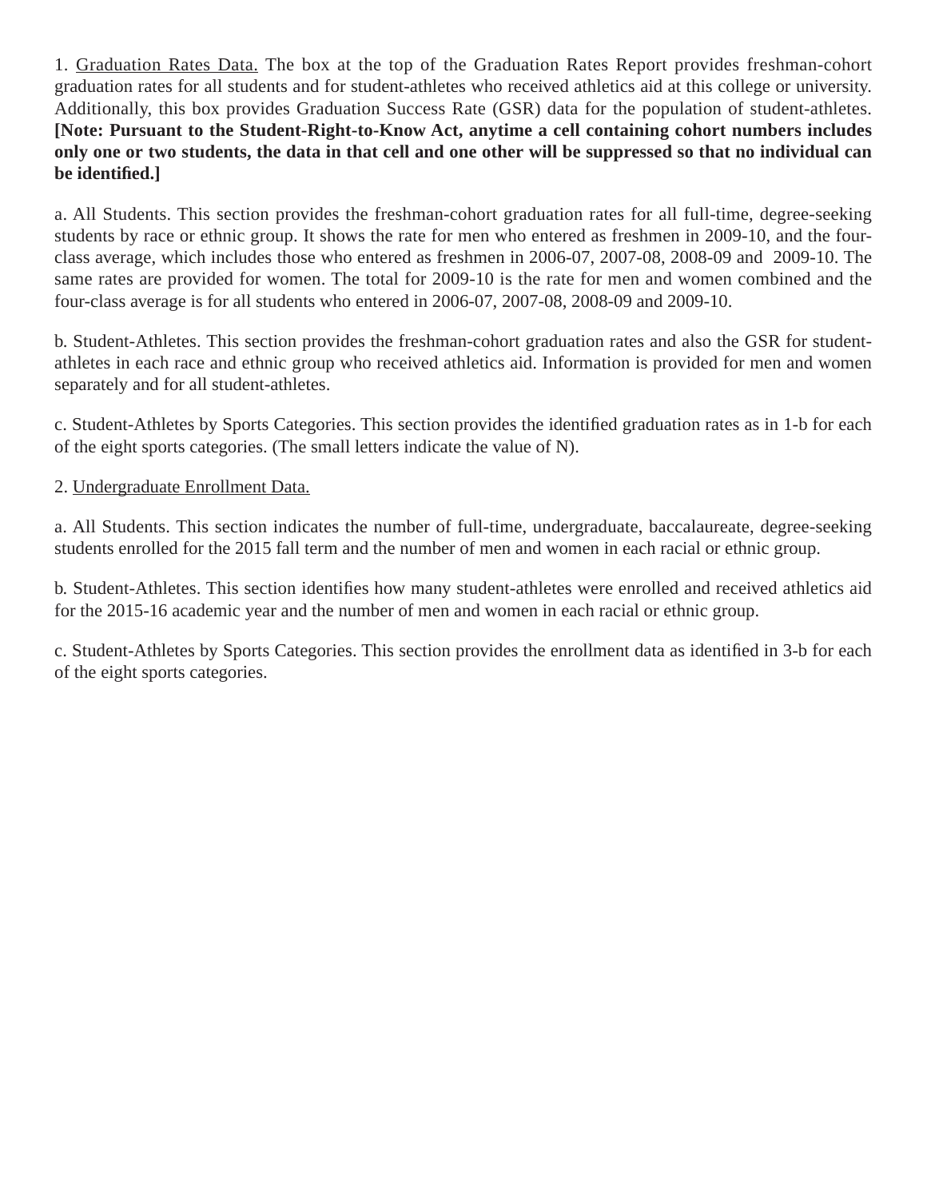1. Graduation Rates Data. The box at the top of the Graduation Rates Report provides freshman-cohort graduation rates for all students and for student-athletes who received athletics aid at this college or university. Additionally, this box provides Graduation Success Rate (GSR) data for the population of student-athletes. **[Note: Pursuant to the Student-Right-to-Know Act, anytime a cell containing cohort numbers includes only one or two students, the data in that cell and one other will be suppressed so that no individual can be identified.]**

a. All Students. This section provides the freshman-cohort graduation rates for all full-time, degree-seeking students by race or ethnic group. It shows the rate for men who entered as freshmen in 2009-10, and the four-class average, which includes those who entered as freshmen in 2006-07, 2007-08, 2008-09 and 2009-10. The same rates are provided for women. The total for 2009-10 is the rate for men and women combined and the four-class average is for all students who entered in 2006-07, 2007-08, 2008-09 and 2009-10.

b. Student-Athletes. This section provides the freshman-cohort graduation rates and also the GSR for student-athletes in each race and ethnic group who received athletics aid. Information is provided for men and women separately and for all student-athletes.

c. Student-Athletes by Sports Categories. This section provides the identified graduation rates as in 1-b for each of the eight sports categories. (The small letters indicate the value of N).

2. Undergraduate Enrollment Data.

a. All Students. This section indicates the number of full-time, undergraduate, baccalaureate, degree-seeking students enrolled for the 2015 fall term and the number of men and women in each racial or ethnic group.

b. Student-Athletes. This section identifies how many student-athletes were enrolled and received athletics aid for the 2015-16 academic year and the number of men and women in each racial or ethnic group.

c. Student-Athletes by Sports Categories. This section provides the enrollment data as identified in 3-b for each of the eight sports categories.